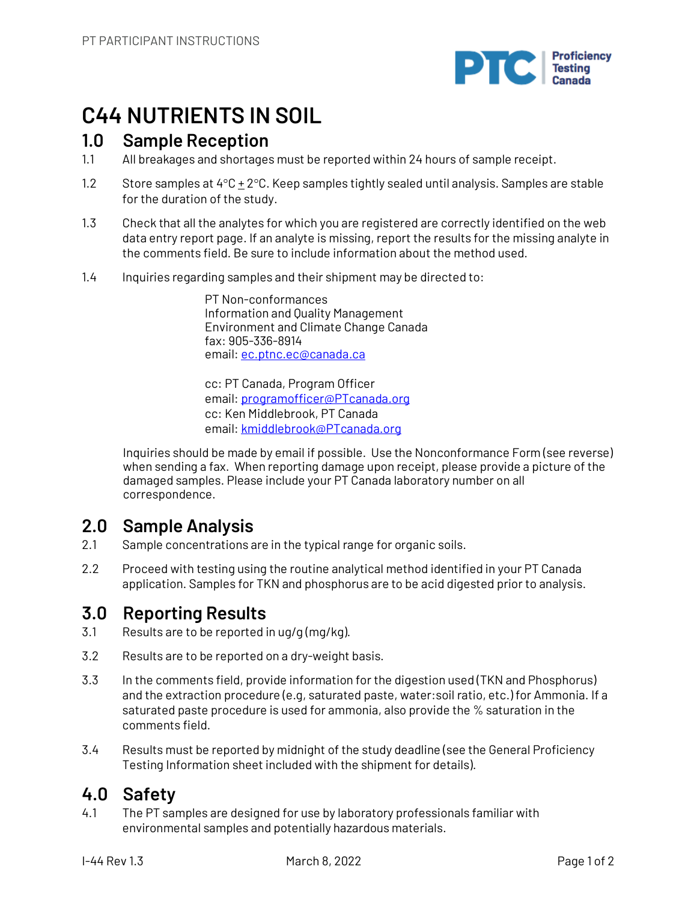# C44 NUTRIENTS IN SOIL

## 1.0 Sample Reception

1.1 All breakages and shortages must be reported within 24 hours of sample receipt.

1.2 Store samples at 4°C ± 2°C. Keep samples tightly sealed until analysis. Samples are stable for the duration of the study.

1.3 Check that all the analytes for which you are registered are correctly identified on the web data entry report page. If an analyte is missing, report the results for the missing analyte in the comments field. Be sure to include information about the method used.

1.4 Inquiries regarding samples and their shipment may be directed to:

PT Non-conformances
Information and Quality Management
Environment and Climate Change Canada
fax: 905-336-8914
email: ec.ptnc.ec@canada.ca

cc: PT Canada, Program Officer
email: programofficer@PTcanada.org
cc: Ken Middlebrook, PT Canada
email: kmiddlebrook@PTcanada.org

Inquiries should be made by email if possible. Use the Nonconformance Form (see reverse) when sending a fax. When reporting damage upon receipt, please provide a picture of the damaged samples. Please include your PT Canada laboratory number on all correspondence.

## 2.0 Sample Analysis

2.1 Sample concentrations are in the typical range for organic soils.

2.2 Proceed with testing using the routine analytical method identified in your PT Canada application. Samples for TKN and phosphorus are to be acid digested prior to analysis.

## 3.0 Reporting Results

3.1 Results are to be reported in ug/g (mg/kg).

3.2 Results are to be reported on a dry-weight basis.

3.3 In the comments field, provide information for the digestion used (TKN and Phosphorus) and the extraction procedure (e.g, saturated paste, water:soil ratio, etc.) for Ammonia. If a saturated paste procedure is used for ammonia, also provide the % saturation in the comments field.

3.4 Results must be reported by midnight of the study deadline (see the General Proficiency Testing Information sheet included with the shipment for details).

## 4.0 Safety

4.1 The PT samples are designed for use by laboratory professionals familiar with environmental samples and potentially hazardous materials.

I-44 Rev 1.3 March 8, 2022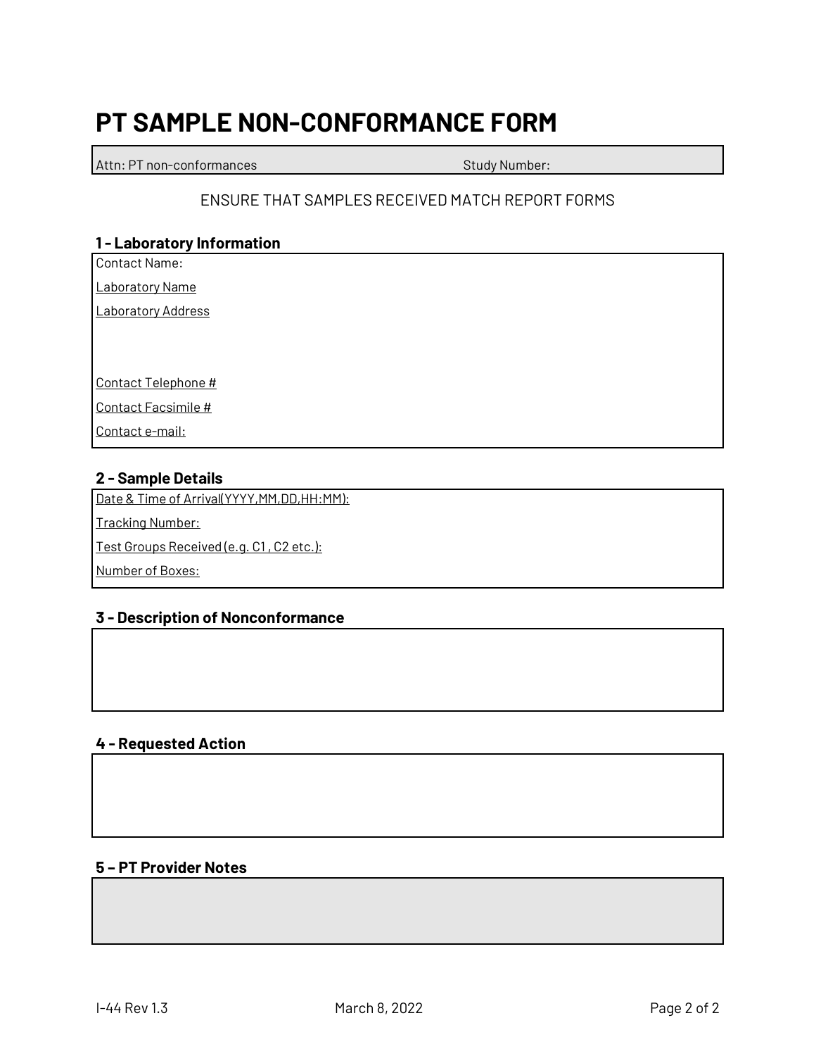# PT SAMPLE NON-CONFORMANCE FORM

| | |
|---|---|
| Attn: PT non-conformances | Study Number: |

ENSURE THAT SAMPLES RECEIVED MATCH REPORT FORMS

## 1 - Laboratory Information

Contact Name:

Laboratory Name

Laboratory Address

Contact Telephone #

Contact Facsimile #

Contact e-mail:

## 2 - Sample Details

Date & Time of Arrival(YYYY,MM,DD,HH:MM):

Tracking Number:

Test Groups Received (e.g. C1 , C2 etc.):

Number of Boxes:

## 3 - Description of Nonconformance

## 4 - Requested Action

## 5 – PT Provider Notes

I-44 Rev 1.3 March 8, 2022